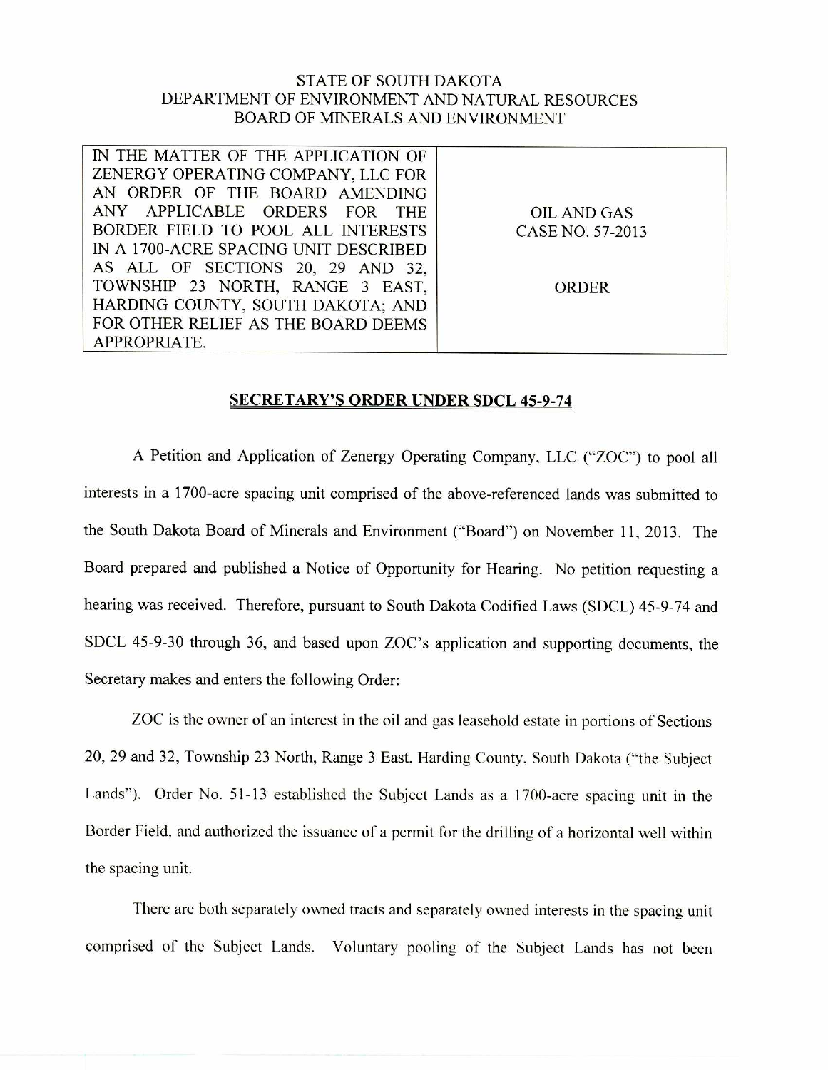STATE OF SOUTH DAKOTA
DEPARTMENT OF ENVIRONMENT AND NATURAL RESOURCES
BOARD OF MINERALS AND ENVIRONMENT

| IN THE MATTER OF THE APPLICATION OF ZENERGY OPERATING COMPANY, LLC FOR AN ORDER OF THE BOARD AMENDING ANY APPLICABLE ORDERS FOR THE BORDER FIELD TO POOL ALL INTERESTS IN A 1700-ACRE SPACING UNIT DESCRIBED AS ALL OF SECTIONS 20, 29 AND 32, TOWNSHIP 23 NORTH, RANGE 3 EAST, HARDING COUNTY, SOUTH DAKOTA; AND FOR OTHER RELIEF AS THE BOARD DEEMS APPROPRIATE. | OIL AND GAS CASE NO. 57-2013<br><br>ORDER |
|---|---|

## SECRETARY'S ORDER UNDER SDCL 45-9-74

A Petition and Application of Zenergy Operating Company, LLC ("ZOC") to pool all interests in a 1700-acre spacing unit comprised of the above-referenced lands was submitted to the South Dakota Board of Minerals and Environment ("Board") on November 11, 2013. The Board prepared and published a Notice of Opportunity for Hearing. No petition requesting a hearing was received. Therefore, pursuant to South Dakota Codified Laws (SDCL) 45-9-74 and SDCL 45-9-30 through 36, and based upon ZOC's application and supporting documents, the Secretary makes and enters the following Order:

ZOC is the owner of an interest in the oil and gas leasehold estate in portions of Sections 20, 29 and 32, Township 23 North, Range 3 East, Harding County, South Dakota ("the Subject Lands"). Order No. 51-13 established the Subject Lands as a 1700-acre spacing unit in the Border Field, and authorized the issuance of a permit for the drilling of a horizontal well within the spacing unit.

There are both separately owned tracts and separately owned interests in the spacing unit comprised of the Subject Lands. Voluntary pooling of the Subject Lands has not been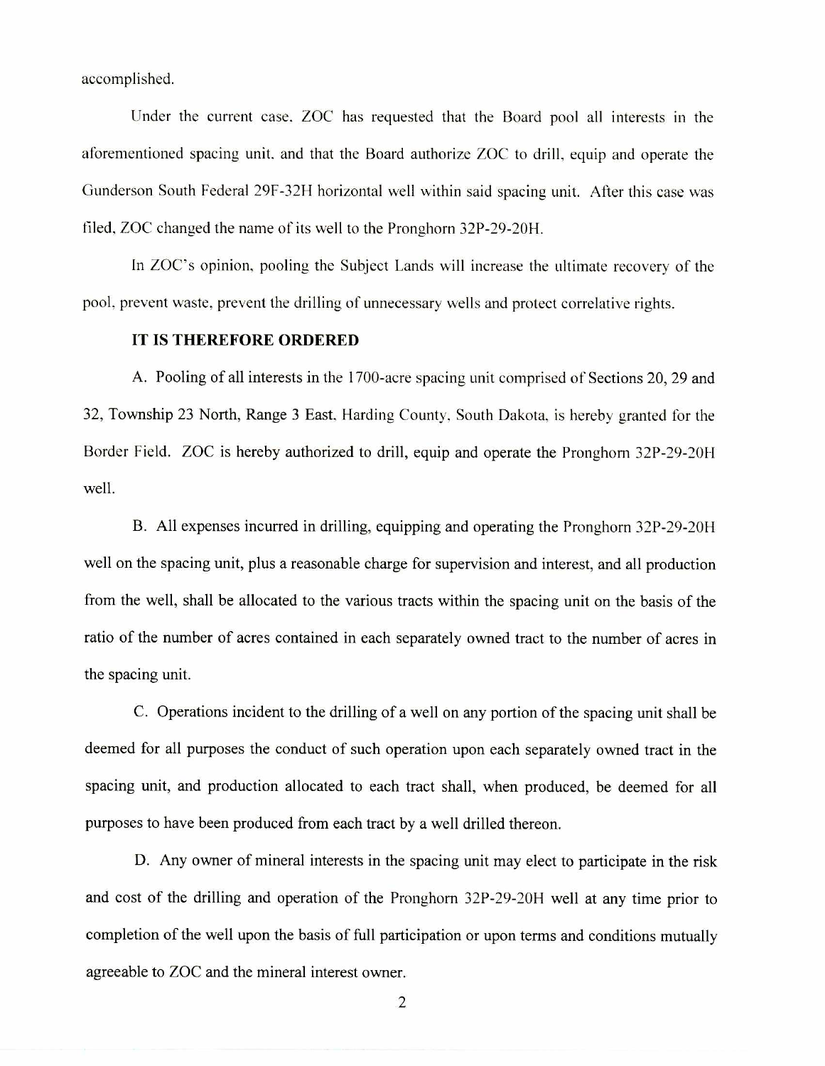accomplished.

Under the current case, ZOC has requested that the Board pool all interests in the aforementioned spacing unit, and that the Board authorize ZOC to drill, equip and operate the Gunderson South Federal 29F-32H horizontal well within said spacing unit. After this case was filed, ZOC changed the name of its well to the Pronghorn 32P-29-20H.

In ZOC's opinion, pooling the Subject Lands will increase the ultimate recovery of the pool, prevent waste, prevent the drilling of unnecessary wells and protect correlative rights.

**IT IS THEREFORE ORDERED**

A. Pooling of all interests in the 1700-acre spacing unit comprised of Sections 20, 29 and 32, Township 23 North, Range 3 East, Harding County, South Dakota, is hereby granted for the Border Field. ZOC is hereby authorized to drill, equip and operate the Pronghorn 32P-29-20H well.

B. All expenses incurred in drilling, equipping and operating the Pronghorn 32P-29-20H well on the spacing unit, plus a reasonable charge for supervision and interest, and all production from the well, shall be allocated to the various tracts within the spacing unit on the basis of the ratio of the number of acres contained in each separately owned tract to the number of acres in the spacing unit.

C. Operations incident to the drilling of a well on any portion of the spacing unit shall be deemed for all purposes the conduct of such operation upon each separately owned tract in the spacing unit, and production allocated to each tract shall, when produced, be deemed for all purposes to have been produced from each tract by a well drilled thereon.

D. Any owner of mineral interests in the spacing unit may elect to participate in the risk and cost of the drilling and operation of the Pronghorn 32P-29-20H well at any time prior to completion of the well upon the basis of full participation or upon terms and conditions mutually agreeable to ZOC and the mineral interest owner.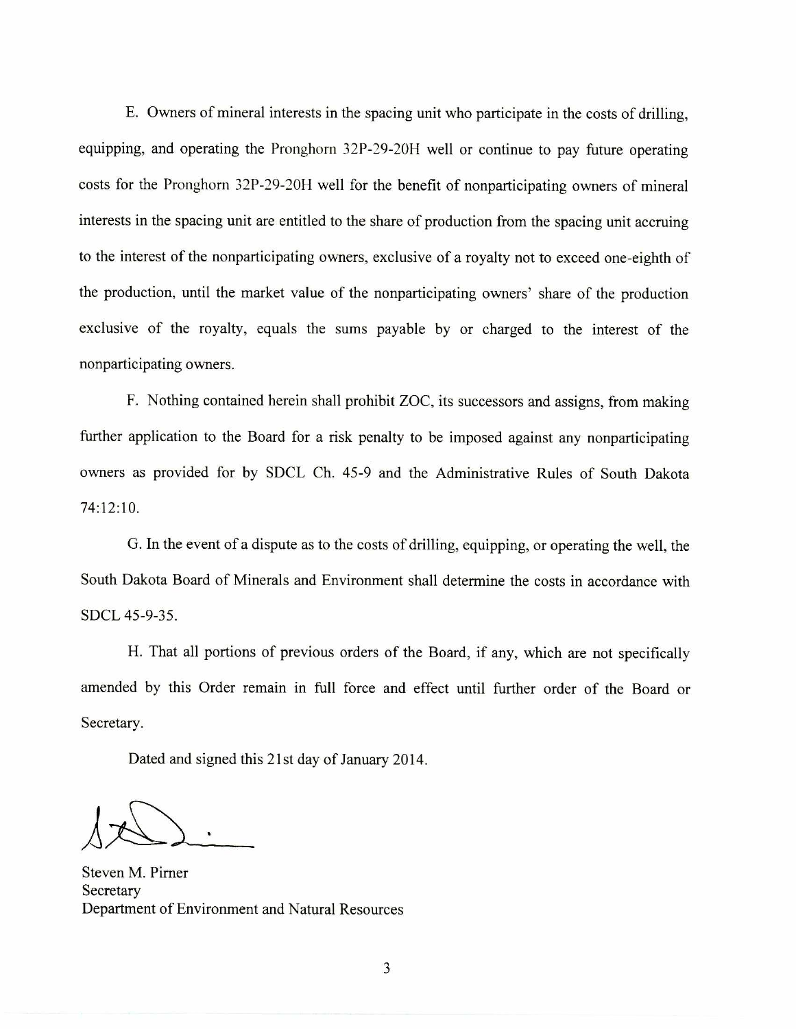E. Owners of mineral interests in the spacing unit who participate in the costs of drilling, equipping, and operating the Pronghorn 32P-29-20H well or continue to pay future operating costs for the Pronghorn 32P-29-20H well for the benefit of nonparticipating owners of mineral interests in the spacing unit are entitled to the share of production from the spacing unit accruing to the interest of the nonparticipating owners, exclusive of a royalty not to exceed one-eighth of the production, until the market value of the nonparticipating owners' share of the production exclusive of the royalty, equals the sums payable by or charged to the interest of the nonparticipating owners.

F. Nothing contained herein shall prohibit ZOC, its successors and assigns, from making further application to the Board for a risk penalty to be imposed against any nonparticipating owners as provided for by SDCL Ch. 45-9 and the Administrative Rules of South Dakota 74:12:10.

G. In the event of a dispute as to the costs of drilling, equipping, or operating the well, the South Dakota Board of Minerals and Environment shall determine the costs in accordance with SDCL 45-9-35.

H. That all portions of previous orders of the Board, if any, which are not specifically amended by this Order remain in full force and effect until further order of the Board or Secretary.

Dated and signed this 21st day of January 2014.

Steven M. Pirner
Secretary
Department of Environment and Natural Resources